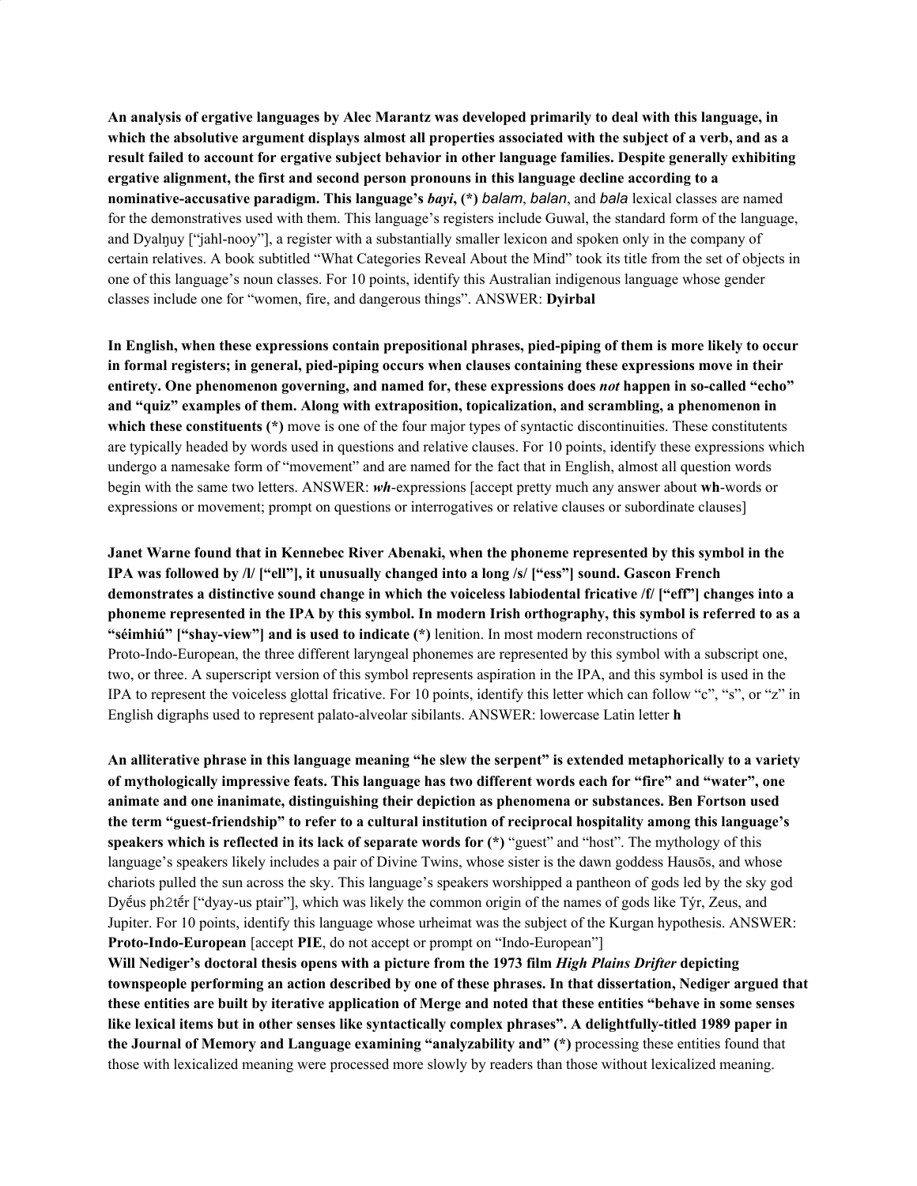**An analysis of ergative languages by Alec Marantz was developed primarily to deal with this language, in which the absolutive argument displays almost all properties associated with the subject of a verb, and as a result failed to account for ergative subject behavior in other language families. Despite generally exhibiting ergative alignment, the first and second person pronouns in this language decline according to a nominative-accusative paradigm. This language's *bayi*, (*)** *balam*, *balan*, and *bala* lexical classes are named for the demonstratives used with them. This language's registers include Guwal, the standard form of the language, and Dyalŋuy ["jahl-nooy"], a register with a substantially smaller lexicon and spoken only in the company of certain relatives. A book subtitled "What Categories Reveal About the Mind" took its title from the set of objects in one of this language's noun classes. For 10 points, identify this Australian indigenous language whose gender classes include one for "women, fire, and dangerous things". ANSWER: **Dyirbal**

**In English, when these expressions contain prepositional phrases, pied-piping of them is more likely to occur in formal registers; in general, pied-piping occurs when clauses containing these expressions move in their entirety. One phenomenon governing, and named for, these expressions does *not* happen in so-called "echo" and "quiz" examples of them. Along with extraposition, topicalization, and scrambling, a phenomenon in which these constituents (*)** move is one of the four major types of syntactic discontinuities. These constitutents are typically headed by words used in questions and relative clauses. For 10 points, identify these expressions which undergo a namesake form of "movement" and are named for the fact that in English, almost all question words begin with the same two letters. ANSWER: ***wh*****-expressions** [accept pretty much any answer about **wh**-words or expressions or movement; prompt on questions or interrogatives or relative clauses or subordinate clauses]

**Janet Warne found that in Kennebec River Abenaki, when the phoneme represented by this symbol in the IPA was followed by /l/ ["ell"], it unusually changed into a long /s/ ["ess"] sound. Gascon French demonstrates a distinctive sound change in which the voiceless labiodental fricative /f/ ["eff"] changes into a phoneme represented in the IPA by this symbol. In modern Irish orthography, this symbol is referred to as a "séimhiú" ["shay-view"] and is used to indicate (*)** lenition. In most modern reconstructions of Proto-Indo-European, the three different laryngeal phonemes are represented by this symbol with a subscript one, two, or three. A superscript version of this symbol represents aspiration in the IPA, and this symbol is used in the IPA to represent the voiceless glottal fricative. For 10 points, identify this letter which can follow "c", "s", or "z" in English digraphs used to represent palato-alveolar sibilants. ANSWER: lowercase Latin letter **h**

**An alliterative phrase in this language meaning "he slew the serpent" is extended metaphorically to a variety of mythologically impressive feats. This language has two different words each for "fire" and "water", one animate and one inanimate, distinguishing their depiction as phenomena or substances. Ben Fortson used the term "guest-friendship" to refer to a cultural institution of reciprocal hospitality among this language's speakers which is reflected in its lack of separate words for (*)** "guest" and "host". The mythology of this language's speakers likely includes a pair of Divine Twins, whose sister is the dawn goddess Hausōs, and whose chariots pulled the sun across the sky. This language's speakers worshipped a pantheon of gods led by the sky god Dyḗus ph2tḗr ["dyay-us ptair"], which was likely the common origin of the names of gods like Týr, Zeus, and Jupiter. For 10 points, identify this language whose urheimat was the subject of the Kurgan hypothesis. ANSWER: **Proto-Indo-European** [accept **PIE**, do not accept or prompt on "Indo-European"]

**Will Nediger's doctoral thesis opens with a picture from the 1973 film *High Plains Drifter* depicting townspeople performing an action described by one of these phrases. In that dissertation, Nediger argued that these entities are built by iterative application of Merge and noted that these entities "behave in some senses like lexical items but in other senses like syntactically complex phrases". A delightfully-titled 1989 paper in the Journal of Memory and Language examining "analyzability and" (*)** processing these entities found that those with lexicalized meaning were processed more slowly by readers than those without lexicalized meaning.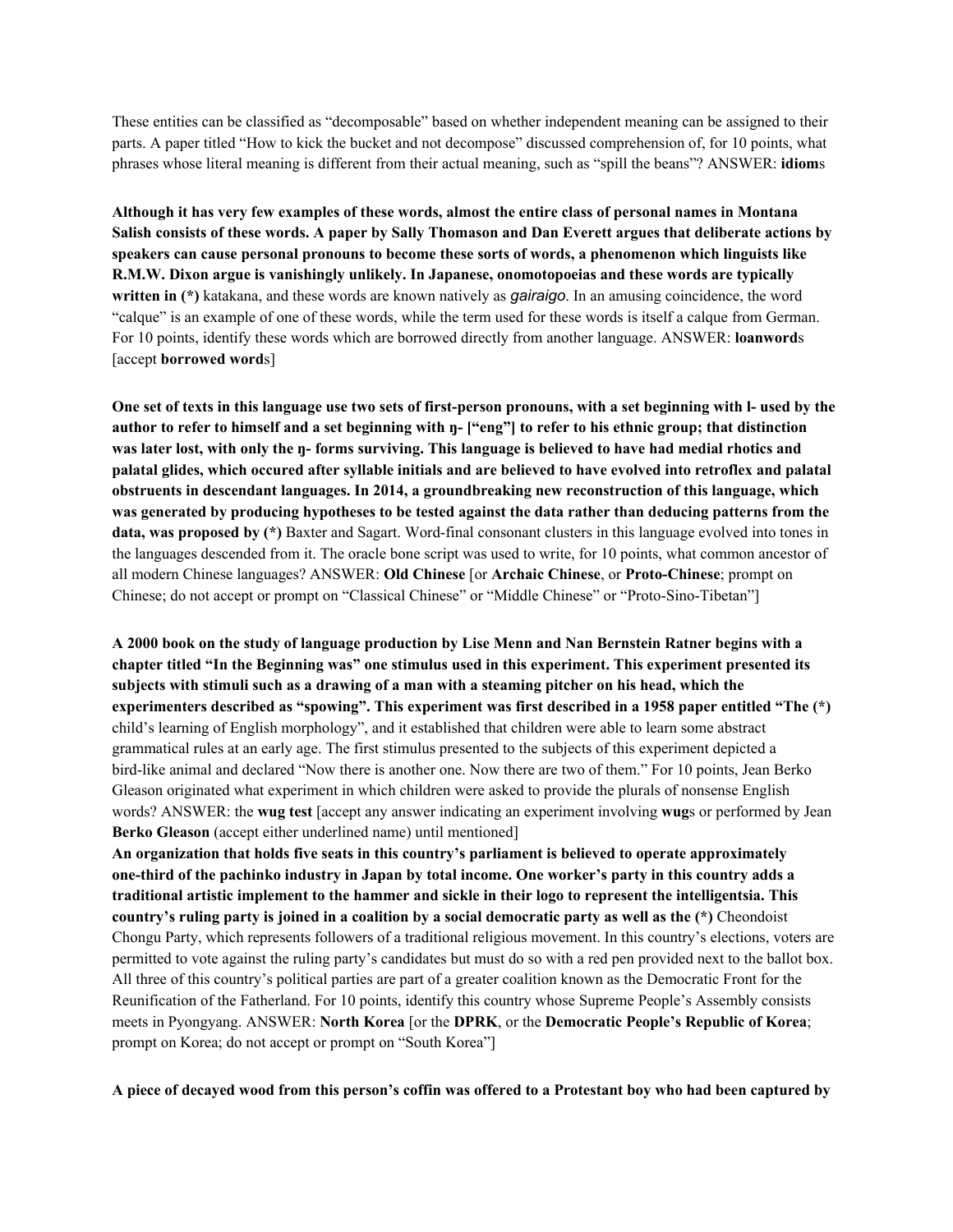These entities can be classified as "decomposable" based on whether independent meaning can be assigned to their parts. A paper titled "How to kick the bucket and not decompose" discussed comprehension of, for 10 points, what phrases whose literal meaning is different from their actual meaning, such as "spill the beans"? ANSWER: **idiom**s

**Although it has very few examples of these words, almost the entire class of personal names in Montana Salish consists of these words. A paper by Sally Thomason and Dan Everett argues that deliberate actions by speakers can cause personal pronouns to become these sorts of words, a phenomenon which linguists like R.M.W. Dixon argue is vanishingly unlikely. In Japanese, onomotopoeias and these words are typically written in (*)** katakana, and these words are known natively as *gairaigo*. In an amusing coincidence, the word "calque" is an example of one of these words, while the term used for these words is itself a calque from German. For 10 points, identify these words which are borrowed directly from another language. ANSWER: **loanword**s [accept **borrowed word**s]

**One set of texts in this language use two sets of first-person pronouns, with a set beginning with l- used by the author to refer to himself and a set beginning with ŋ- ["eng"] to refer to his ethnic group; that distinction was later lost, with only the ŋ- forms surviving. This language is believed to have had medial rhotics and palatal glides, which occured after syllable initials and are believed to have evolved into retroflex and palatal obstruents in descendant languages. In 2014, a groundbreaking new reconstruction of this language, which was generated by producing hypotheses to be tested against the data rather than deducing patterns from the data, was proposed by (*)** Baxter and Sagart. Word-final consonant clusters in this language evolved into tones in the languages descended from it. The oracle bone script was used to write, for 10 points, what common ancestor of all modern Chinese languages? ANSWER: **Old Chinese** [or **Archaic Chinese**, or **Proto-Chinese**; prompt on Chinese; do not accept or prompt on "Classical Chinese" or "Middle Chinese" or "Proto-Sino-Tibetan"]

**A 2000 book on the study of language production by Lise Menn and Nan Bernstein Ratner begins with a chapter titled "In the Beginning was" one stimulus used in this experiment. This experiment presented its subjects with stimuli such as a drawing of a man with a steaming pitcher on his head, which the experimenters described as "spowing". This experiment was first described in a 1958 paper entitled "The (*)** child's learning of English morphology", and it established that children were able to learn some abstract grammatical rules at an early age. The first stimulus presented to the subjects of this experiment depicted a bird-like animal and declared "Now there is another one. Now there are two of them." For 10 points, Jean Berko Gleason originated what experiment in which children were asked to provide the plurals of nonsense English words? ANSWER: the **wug test** [accept any answer indicating an experiment involving **wug**s or performed by Jean **Berko Gleason** (accept either underlined name) until mentioned]

**An organization that holds five seats in this country's parliament is believed to operate approximately one-third of the pachinko industry in Japan by total income. One worker's party in this country adds a traditional artistic implement to the hammer and sickle in their logo to represent the intelligentsia. This country's ruling party is joined in a coalition by a social democratic party as well as the (*)** Cheondoist Chongu Party, which represents followers of a traditional religious movement. In this country's elections, voters are permitted to vote against the ruling party's candidates but must do so with a red pen provided next to the ballot box. All three of this country's political parties are part of a greater coalition known as the Democratic Front for the Reunification of the Fatherland. For 10 points, identify this country whose Supreme People's Assembly consists meets in Pyongyang. ANSWER: **North Korea** [or the **DPRK**, or the **Democratic People's Republic of Korea**; prompt on Korea; do not accept or prompt on "South Korea"]

**A piece of decayed wood from this person's coffin was offered to a Protestant boy who had been captured by**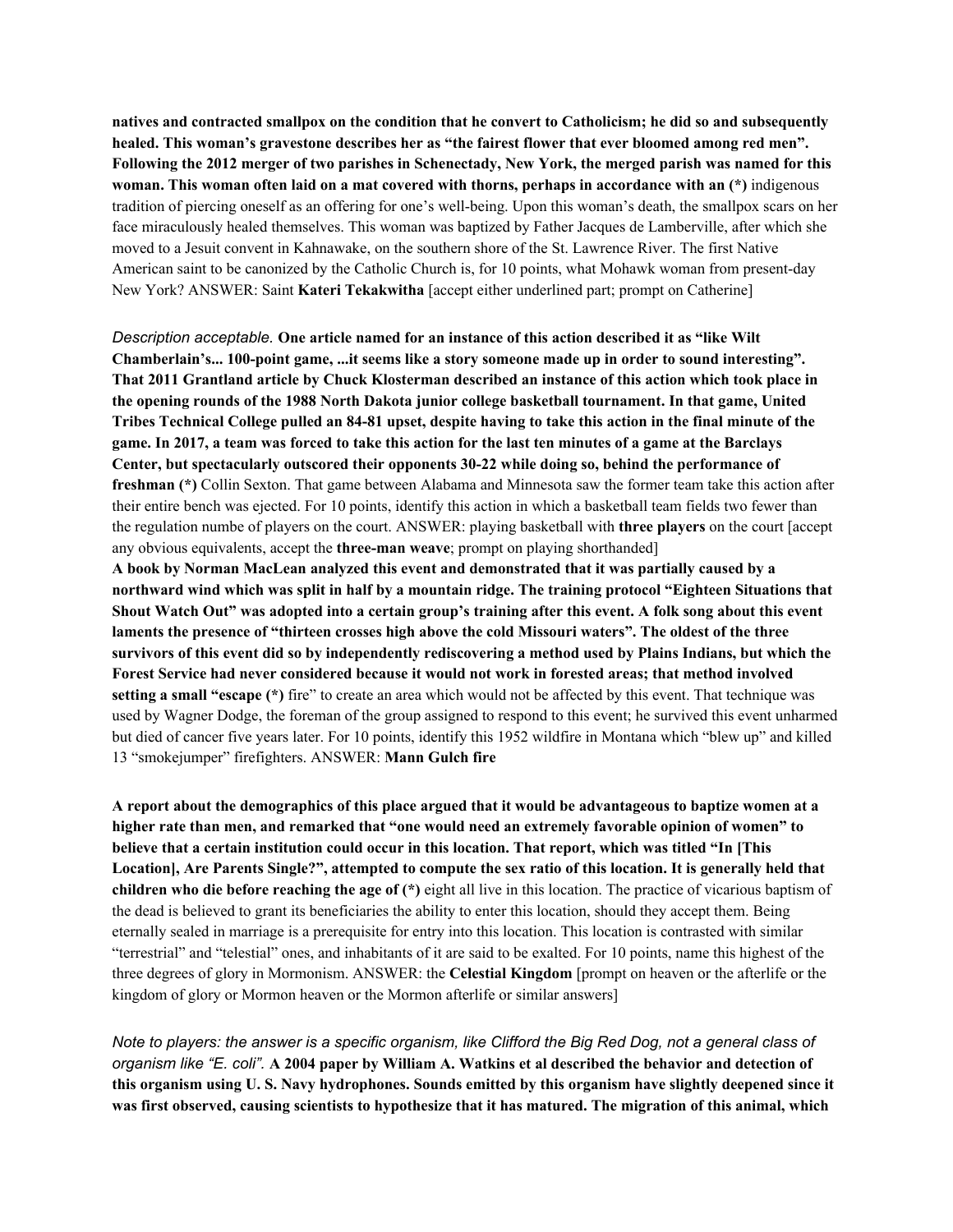**natives and contracted smallpox on the condition that he convert to Catholicism; he did so and subsequently healed. This woman's gravestone describes her as "the fairest flower that ever bloomed among red men". Following the 2012 merger of two parishes in Schenectady, New York, the merged parish was named for this woman. This woman often laid on a mat covered with thorns, perhaps in accordance with an (*)** indigenous tradition of piercing oneself as an offering for one's well-being. Upon this woman's death, the smallpox scars on her face miraculously healed themselves. This woman was baptized by Father Jacques de Lamberville, after which she moved to a Jesuit convent in Kahnawake, on the southern shore of the St. Lawrence River. The first Native American saint to be canonized by the Catholic Church is, for 10 points, what Mohawk woman from present-day New York? ANSWER: Saint **Kateri Tekakwitha** [accept either underlined part; prompt on Catherine]

*Description acceptable.* **One article named for an instance of this action described it as "like Wilt Chamberlain's... 100-point game, ...it seems like a story someone made up in order to sound interesting". That 2011 Grantland article by Chuck Klosterman described an instance of this action which took place in the opening rounds of the 1988 North Dakota junior college basketball tournament. In that game, United Tribes Technical College pulled an 84-81 upset, despite having to take this action in the final minute of the game. In 2017, a team was forced to take this action for the last ten minutes of a game at the Barclays Center, but spectacularly outscored their opponents 30-22 while doing so, behind the performance of freshman (*)** Collin Sexton. That game between Alabama and Minnesota saw the former team take this action after their entire bench was ejected. For 10 points, identify this action in which a basketball team fields two fewer than the regulation numbe of players on the court. ANSWER: playing basketball with **three players** on the court [accept any obvious equivalents, accept the **three-man weave**; prompt on playing shorthanded]

**A book by Norman MacLean analyzed this event and demonstrated that it was partially caused by a northward wind which was split in half by a mountain ridge. The training protocol "Eighteen Situations that Shout Watch Out" was adopted into a certain group's training after this event. A folk song about this event laments the presence of "thirteen crosses high above the cold Missouri waters". The oldest of the three survivors of this event did so by independently rediscovering a method used by Plains Indians, but which the Forest Service had never considered because it would not work in forested areas; that method involved setting a small "escape (*)** fire" to create an area which would not be affected by this event. That technique was used by Wagner Dodge, the foreman of the group assigned to respond to this event; he survived this event unharmed but died of cancer five years later. For 10 points, identify this 1952 wildfire in Montana which "blew up" and killed 13 "smokejumper" firefighters. ANSWER: **Mann Gulch fire**

**A report about the demographics of this place argued that it would be advantageous to baptize women at a higher rate than men, and remarked that "one would need an extremely favorable opinion of women" to believe that a certain institution could occur in this location. That report, which was titled "In [This Location], Are Parents Single?", attempted to compute the sex ratio of this location. It is generally held that children who die before reaching the age of (*)** eight all live in this location. The practice of vicarious baptism of the dead is believed to grant its beneficiaries the ability to enter this location, should they accept them. Being eternally sealed in marriage is a prerequisite for entry into this location. This location is contrasted with similar "terrestrial" and "telestial" ones, and inhabitants of it are said to be exalted. For 10 points, name this highest of the three degrees of glory in Mormonism. ANSWER: the **Celestial Kingdom** [prompt on heaven or the afterlife or the kingdom of glory or Mormon heaven or the Mormon afterlife or similar answers]

*Note to players: the answer is a specific organism, like Clifford the Big Red Dog, not a general class of organism like "E. coli".* **A 2004 paper by William A. Watkins et al described the behavior and detection of this organism using U. S. Navy hydrophones. Sounds emitted by this organism have slightly deepened since it was first observed, causing scientists to hypothesize that it has matured. The migration of this animal, which**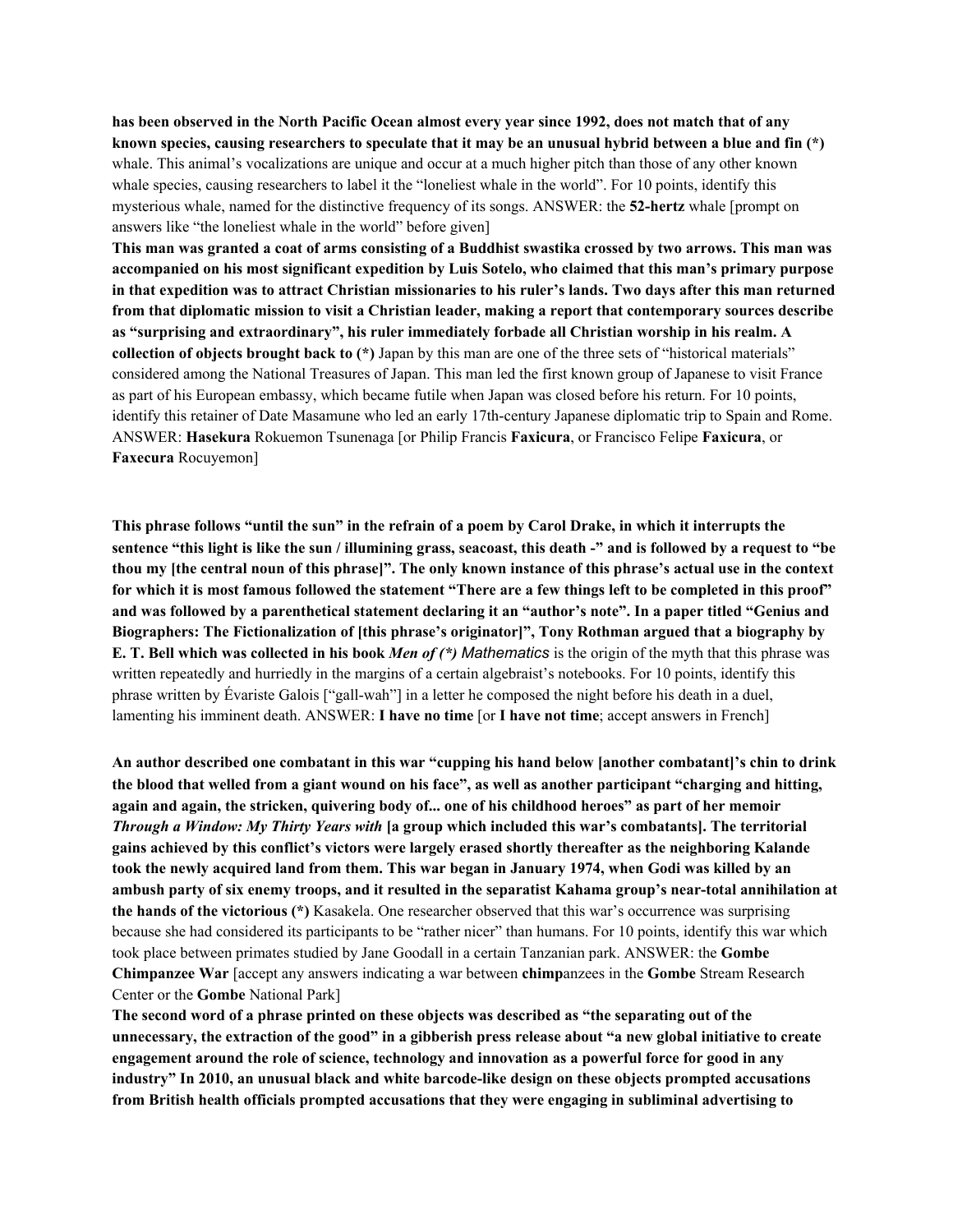**has been observed in the North Pacific Ocean almost every year since 1992, does not match that of any known species, causing researchers to speculate that it may be an unusual hybrid between a blue and fin (*)** whale. This animal's vocalizations are unique and occur at a much higher pitch than those of any other known whale species, causing researchers to label it the "loneliest whale in the world". For 10 points, identify this mysterious whale, named for the distinctive frequency of its songs. ANSWER: the **52-hertz** whale [prompt on answers like "the loneliest whale in the world" before given]

**This man was granted a coat of arms consisting of a Buddhist swastika crossed by two arrows. This man was accompanied on his most significant expedition by Luis Sotelo, who claimed that this man's primary purpose in that expedition was to attract Christian missionaries to his ruler's lands. Two days after this man returned from that diplomatic mission to visit a Christian leader, making a report that contemporary sources describe as "surprising and extraordinary", his ruler immediately forbade all Christian worship in his realm. A collection of objects brought back to (*)** Japan by this man are one of the three sets of "historical materials" considered among the National Treasures of Japan. This man led the first known group of Japanese to visit France as part of his European embassy, which became futile when Japan was closed before his return. For 10 points, identify this retainer of Date Masamune who led an early 17th-century Japanese diplomatic trip to Spain and Rome. ANSWER: **Hasekura** Rokuemon Tsunenaga [or Philip Francis **Faxicura**, or Francisco Felipe **Faxicura**, or **Faxecura** Rocuyemon]

**This phrase follows "until the sun" in the refrain of a poem by Carol Drake, in which it interrupts the sentence "this light is like the sun / illumining grass, seacoast, this death -" and is followed by a request to "be thou my [the central noun of this phrase]". The only known instance of this phrase's actual use in the context for which it is most famous followed the statement "There are a few things left to be completed in this proof" and was followed by a parenthetical statement declaring it an "author's note". In a paper titled "Genius and Biographers: The Fictionalization of [this phrase's originator]", Tony Rothman argued that a biography by E. T. Bell which was collected in his book *Men of (*)* Mathematics** is the origin of the myth that this phrase was written repeatedly and hurriedly in the margins of a certain algebraist's notebooks. For 10 points, identify this phrase written by Évariste Galois ["gall-wah"] in a letter he composed the night before his death in a duel, lamenting his imminent death. ANSWER: **I have no time** [or **I have not time**; accept answers in French]

**An author described one combatant in this war "cupping his hand below [another combatant]'s chin to drink the blood that welled from a giant wound on his face", as well as another participant "charging and hitting, again and again, the stricken, quivering body of... one of his childhood heroes" as part of her memoir *Through a Window: My Thirty Years with* [a group which included this war's combatants]. The territorial gains achieved by this conflict's victors were largely erased shortly thereafter as the neighboring Kalande took the newly acquired land from them. This war began in January 1974, when Godi was killed by an ambush party of six enemy troops, and it resulted in the separatist Kahama group's near-total annihilation at the hands of the victorious (*)** Kasakela. One researcher observed that this war's occurrence was surprising because she had considered its participants to be "rather nicer" than humans. For 10 points, identify this war which took place between primates studied by Jane Goodall in a certain Tanzanian park. ANSWER: the **Gombe Chimpanzee War** [accept any answers indicating a war between **chimp**anzees in the **Gombe** Stream Research Center or the **Gombe** National Park]

**The second word of a phrase printed on these objects was described as "the separating out of the unnecessary, the extraction of the good" in a gibberish press release about "a new global initiative to create engagement around the role of science, technology and innovation as a powerful force for good in any industry" In 2010, an unusual black and white barcode-like design on these objects prompted accusations from British health officials prompted accusations that they were engaging in subliminal advertising to**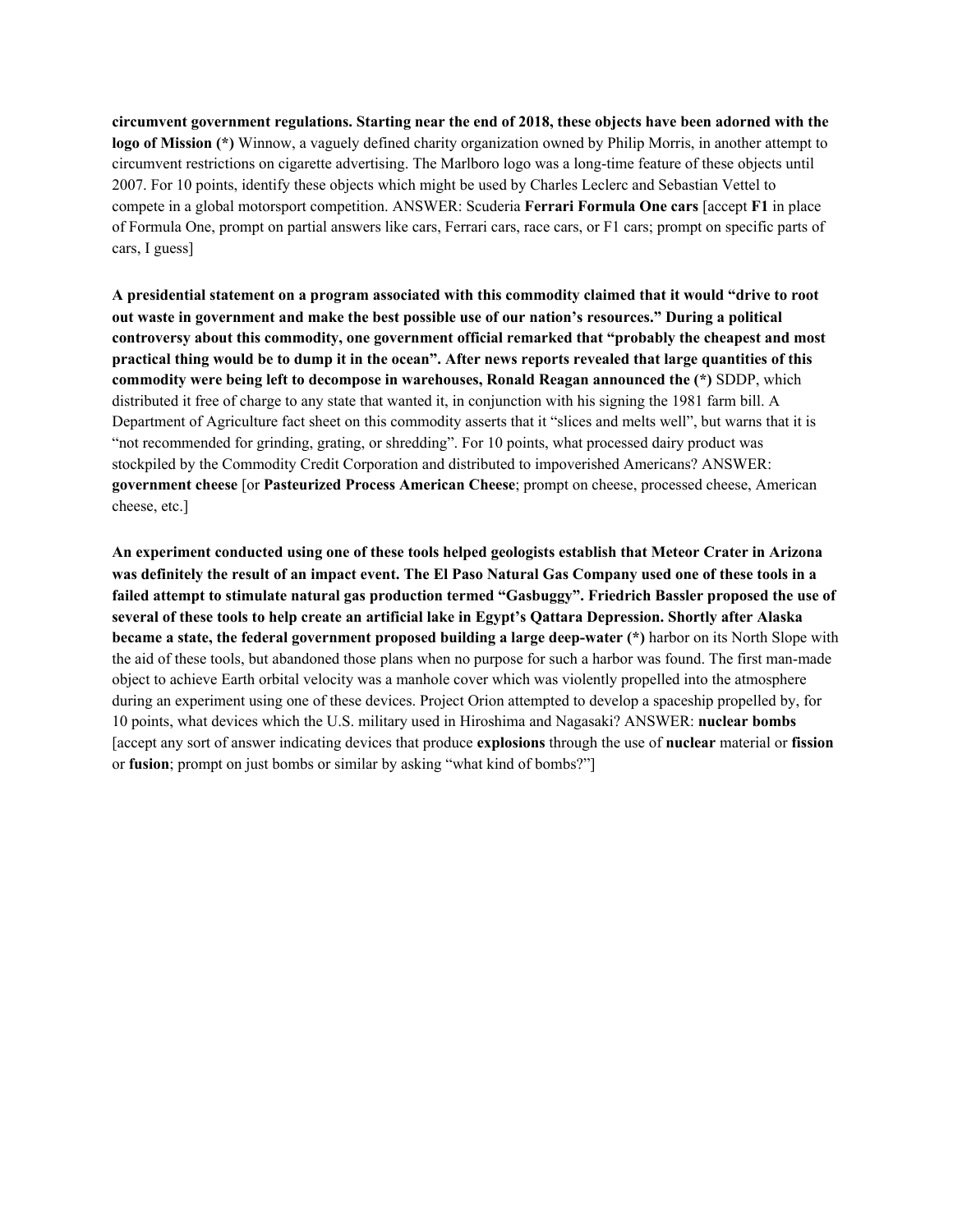**circumvent government regulations. Starting near the end of 2018, these objects have been adorned with the logo of Mission (*)** Winnow, a vaguely defined charity organization owned by Philip Morris, in another attempt to circumvent restrictions on cigarette advertising. The Marlboro logo was a long-time feature of these objects until 2007. For 10 points, identify these objects which might be used by Charles Leclerc and Sebastian Vettel to compete in a global motorsport competition. ANSWER: Scuderia **Ferrari Formula One cars** [accept **F1** in place of Formula One, prompt on partial answers like cars, Ferrari cars, race cars, or F1 cars; prompt on specific parts of cars, I guess]

**A presidential statement on a program associated with this commodity claimed that it would "drive to root out waste in government and make the best possible use of our nation's resources." During a political controversy about this commodity, one government official remarked that "probably the cheapest and most practical thing would be to dump it in the ocean". After news reports revealed that large quantities of this commodity were being left to decompose in warehouses, Ronald Reagan announced the (*)** SDDP, which distributed it free of charge to any state that wanted it, in conjunction with his signing the 1981 farm bill. A Department of Agriculture fact sheet on this commodity asserts that it "slices and melts well", but warns that it is "not recommended for grinding, grating, or shredding". For 10 points, what processed dairy product was stockpiled by the Commodity Credit Corporation and distributed to impoverished Americans? ANSWER: **government cheese** [or **Pasteurized Process American Cheese**; prompt on cheese, processed cheese, American cheese, etc.]

**An experiment conducted using one of these tools helped geologists establish that Meteor Crater in Arizona was definitely the result of an impact event. The El Paso Natural Gas Company used one of these tools in a failed attempt to stimulate natural gas production termed "Gasbuggy". Friedrich Bassler proposed the use of several of these tools to help create an artificial lake in Egypt's Qattara Depression. Shortly after Alaska became a state, the federal government proposed building a large deep-water (*)** harbor on its North Slope with the aid of these tools, but abandoned those plans when no purpose for such a harbor was found. The first man-made object to achieve Earth orbital velocity was a manhole cover which was violently propelled into the atmosphere during an experiment using one of these devices. Project Orion attempted to develop a spaceship propelled by, for 10 points, what devices which the U.S. military used in Hiroshima and Nagasaki? ANSWER: **nuclear bombs** [accept any sort of answer indicating devices that produce **explosions** through the use of **nuclear** material or **fission** or **fusion**; prompt on just bombs or similar by asking "what kind of bombs?"]